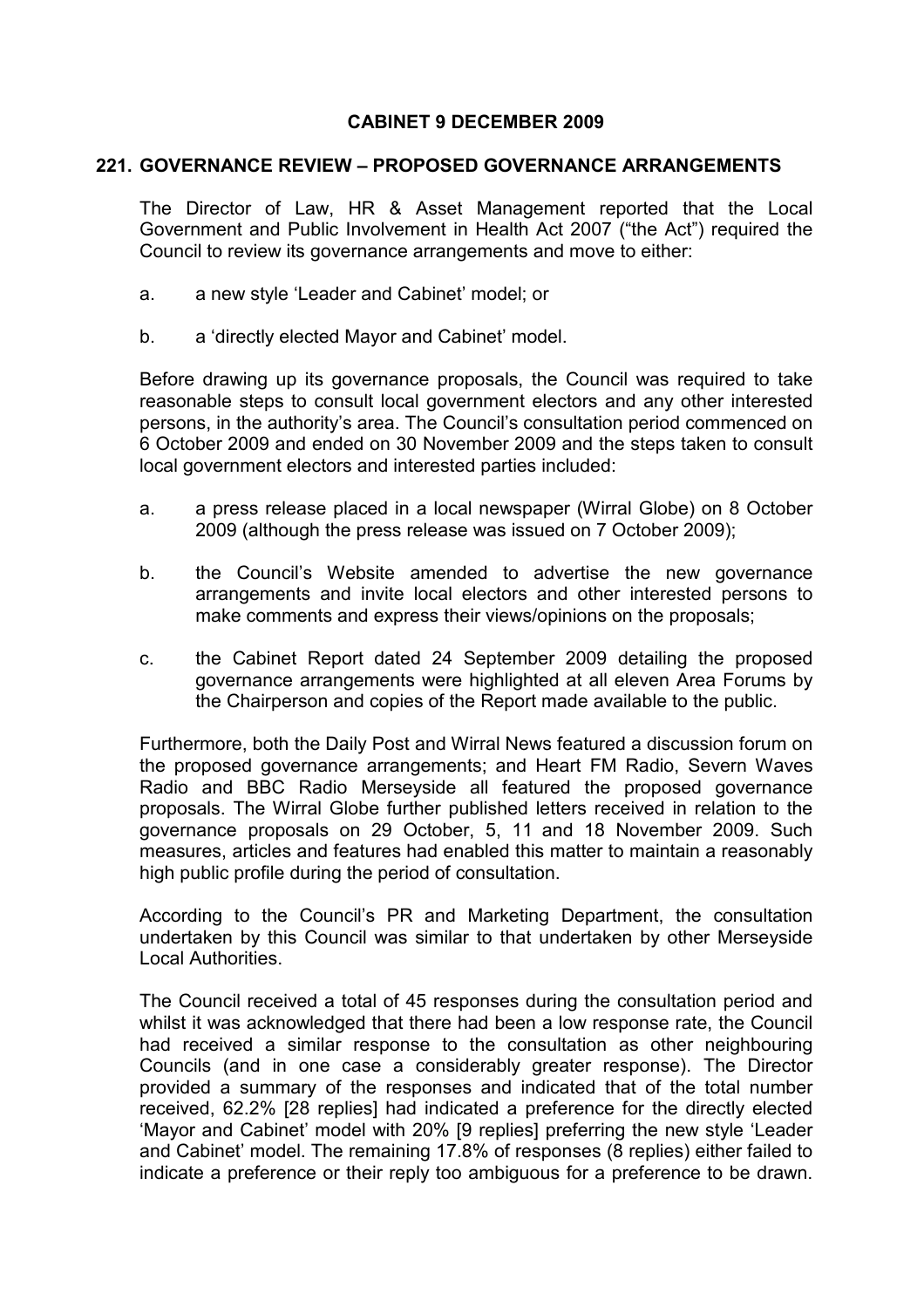**CABINET 9 DECEMBER 2009**

## 221. GOVERNANCE REVIEW – PROPOSED GOVERNANCE ARRANGEMENTS

The Director of Law, HR & Asset Management reported that the Local Government and Public Involvement in Health Act 2007 ("the Act") required the Council to review its governance arrangements and move to either:

a. a new style 'Leader and Cabinet' model; or

b. a 'directly elected Mayor and Cabinet' model.

Before drawing up its governance proposals, the Council was required to take reasonable steps to consult local government electors and any other interested persons, in the authority's area. The Council's consultation period commenced on 6 October 2009 and ended on 30 November 2009 and the steps taken to consult local government electors and interested parties included:

a. a press release placed in a local newspaper (Wirral Globe) on 8 October 2009 (although the press release was issued on 7 October 2009);

b. the Council's Website amended to advertise the new governance arrangements and invite local electors and other interested persons to make comments and express their views/opinions on the proposals;

c. the Cabinet Report dated 24 September 2009 detailing the proposed governance arrangements were highlighted at all eleven Area Forums by the Chairperson and copies of the Report made available to the public.

Furthermore, both the Daily Post and Wirral News featured a discussion forum on the proposed governance arrangements; and Heart FM Radio, Severn Waves Radio and BBC Radio Merseyside all featured the proposed governance proposals. The Wirral Globe further published letters received in relation to the governance proposals on 29 October, 5, 11 and 18 November 2009. Such measures, articles and features had enabled this matter to maintain a reasonably high public profile during the period of consultation.

According to the Council's PR and Marketing Department, the consultation undertaken by this Council was similar to that undertaken by other Merseyside Local Authorities.

The Council received a total of 45 responses during the consultation period and whilst it was acknowledged that there had been a low response rate, the Council had received a similar response to the consultation as other neighbouring Councils (and in one case a considerably greater response). The Director provided a summary of the responses and indicated that of the total number received, 62.2% [28 replies] had indicated a preference for the directly elected 'Mayor and Cabinet' model with 20% [9 replies] preferring the new style 'Leader and Cabinet' model. The remaining 17.8% of responses (8 replies) either failed to indicate a preference or their reply too ambiguous for a preference to be drawn.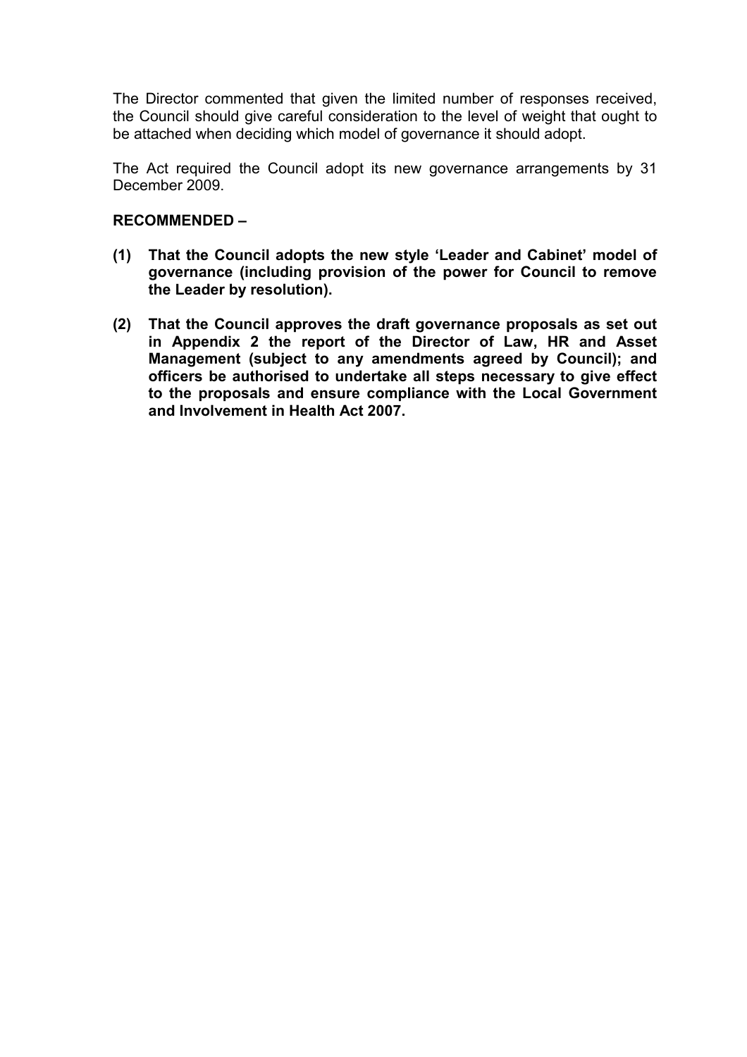The Director commented that given the limited number of responses received, the Council should give careful consideration to the level of weight that ought to be attached when deciding which model of governance it should adopt.

The Act required the Council adopt its new governance arrangements by 31 December 2009.

**RECOMMENDED –**

**(1) That the Council adopts the new style 'Leader and Cabinet' model of governance (including provision of the power for Council to remove the Leader by resolution).**

**(2) That the Council approves the draft governance proposals as set out in Appendix 2 the report of the Director of Law, HR and Asset Management (subject to any amendments agreed by Council); and officers be authorised to undertake all steps necessary to give effect to the proposals and ensure compliance with the Local Government and Involvement in Health Act 2007.**